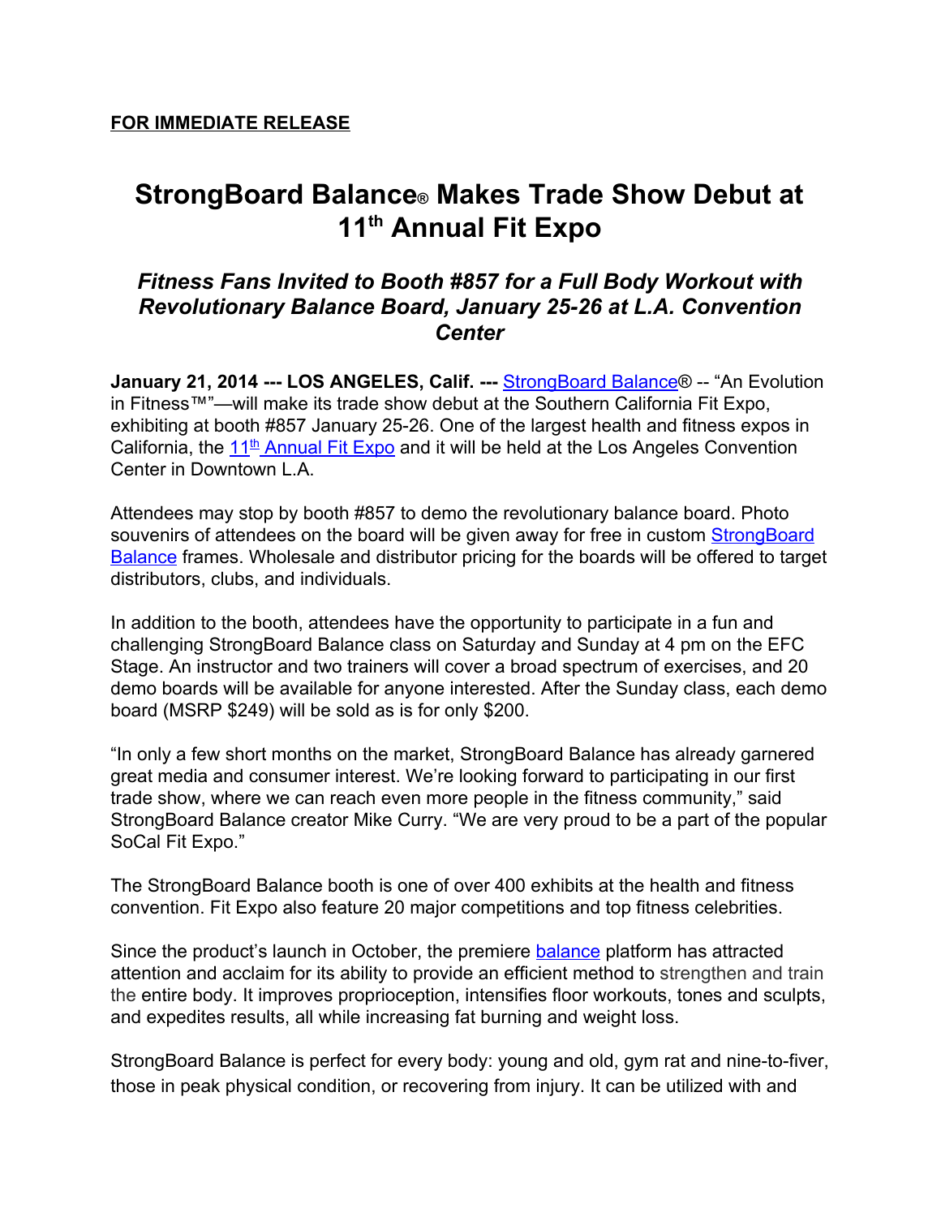**FOR IMMEDIATE RELEASE**

# StrongBoard Balance® Makes Trade Show Debut at 11th Annual Fit Expo

## *Fitness Fans Invited to Booth #857 for a Full Body Workout with Revolutionary Balance Board, January 25-26 at L.A. Convention Center*

**January 21, 2014 --- LOS ANGELES, Calif. ---** StrongBoard Balance® -- "An Evolution in Fitness™"—will make its trade show debut at the Southern California Fit Expo, exhibiting at booth #857 January 25-26. One of the largest health and fitness expos in California, the 11th Annual Fit Expo and it will be held at the Los Angeles Convention Center in Downtown L.A.

Attendees may stop by booth #857 to demo the revolutionary balance board. Photo souvenirs of attendees on the board will be given away for free in custom StrongBoard Balance frames. Wholesale and distributor pricing for the boards will be offered to target distributors, clubs, and individuals.

In addition to the booth, attendees have the opportunity to participate in a fun and challenging StrongBoard Balance class on Saturday and Sunday at 4 pm on the EFC Stage. An instructor and two trainers will cover a broad spectrum of exercises, and 20 demo boards will be available for anyone interested. After the Sunday class, each demo board (MSRP $249) will be sold as is for only $200.

"In only a few short months on the market, StrongBoard Balance has already garnered great media and consumer interest. We're looking forward to participating in our first trade show, where we can reach even more people in the fitness community," said StrongBoard Balance creator Mike Curry. "We are very proud to be a part of the popular SoCal Fit Expo."

The StrongBoard Balance booth is one of over 400 exhibits at the health and fitness convention. Fit Expo also feature 20 major competitions and top fitness celebrities.

Since the product's launch in October, the premiere balance platform has attracted attention and acclaim for its ability to provide an efficient method to strengthen and train the entire body. It improves proprioception, intensifies floor workouts, tones and sculpts, and expedites results, all while increasing fat burning and weight loss.

StrongBoard Balance is perfect for every body: young and old, gym rat and nine-to-fiver, those in peak physical condition, or recovering from injury. It can be utilized with and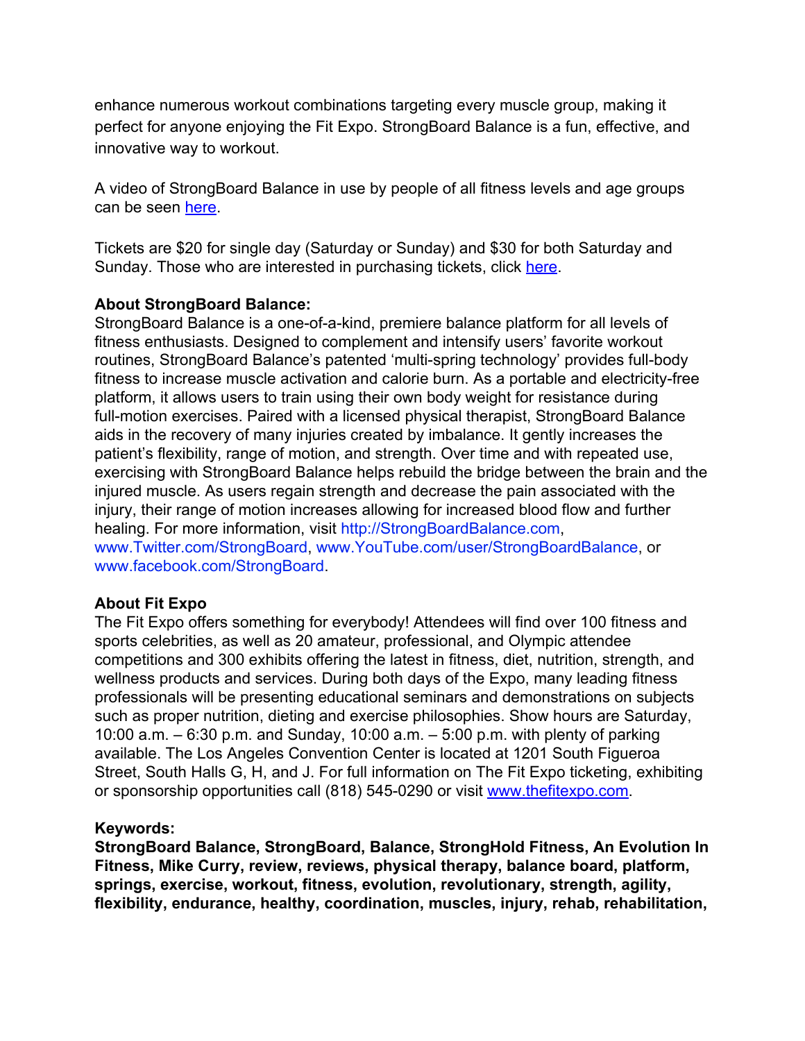enhance numerous workout combinations targeting every muscle group, making it perfect for anyone enjoying the Fit Expo. StrongBoard Balance is a fun, effective, and innovative way to workout.

A video of StrongBoard Balance in use by people of all fitness levels and age groups can be seen here.

Tickets are $20 for single day (Saturday or Sunday) and $30 for both Saturday and Sunday. Those who are interested in purchasing tickets, click here.

**About StrongBoard Balance:**
StrongBoard Balance is a one-of-a-kind, premiere balance platform for all levels of fitness enthusiasts. Designed to complement and intensify users' favorite workout routines, StrongBoard Balance's patented 'multi-spring technology' provides full-body fitness to increase muscle activation and calorie burn. As a portable and electricity-free platform, it allows users to train using their own body weight for resistance during full-motion exercises. Paired with a licensed physical therapist, StrongBoard Balance aids in the recovery of many injuries created by imbalance. It gently increases the patient's flexibility, range of motion, and strength. Over time and with repeated use, exercising with StrongBoard Balance helps rebuild the bridge between the brain and the injured muscle. As users regain strength and decrease the pain associated with the injury, their range of motion increases allowing for increased blood flow and further healing. For more information, visit http://StrongBoardBalance.com, www.Twitter.com/StrongBoard, www.YouTube.com/user/StrongBoardBalance, or www.facebook.com/StrongBoard.

**About Fit Expo**
The Fit Expo offers something for everybody! Attendees will find over 100 fitness and sports celebrities, as well as 20 amateur, professional, and Olympic attendee competitions and 300 exhibits offering the latest in fitness, diet, nutrition, strength, and wellness products and services. During both days of the Expo, many leading fitness professionals will be presenting educational seminars and demonstrations on subjects such as proper nutrition, dieting and exercise philosophies. Show hours are Saturday, 10:00 a.m. – 6:30 p.m. and Sunday, 10:00 a.m. – 5:00 p.m. with plenty of parking available. The Los Angeles Convention Center is located at 1201 South Figueroa Street, South Halls G, H, and J. For full information on The Fit Expo ticketing, exhibiting or sponsorship opportunities call (818) 545-0290 or visit www.thefitexpo.com.

**Keywords:**
**StrongBoard Balance, StrongBoard, Balance, StrongHold Fitness, An Evolution In Fitness, Mike Curry, review, reviews, physical therapy, balance board, platform, springs, exercise, workout, fitness, evolution, revolutionary, strength, agility, flexibility, endurance, healthy, coordination, muscles, injury, rehab, rehabilitation,**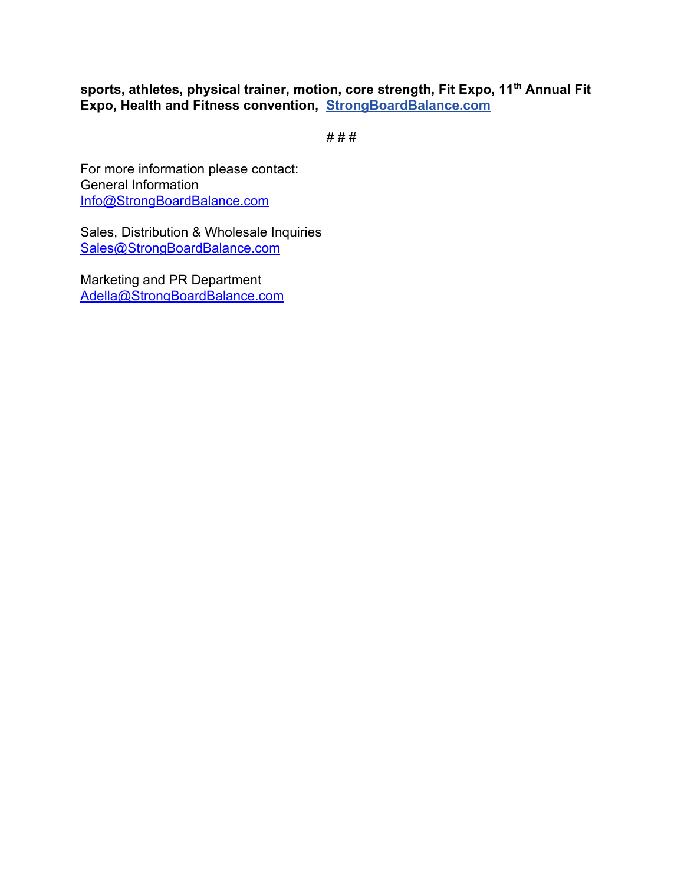**sports, athletes, physical trainer, motion, core strength, Fit Expo, 11th Annual Fit Expo, Health and Fitness convention, StrongBoardBalance.com**

# # #

For more information please contact:
General Information
Info@StrongBoardBalance.com

Sales, Distribution & Wholesale Inquiries
Sales@StrongBoardBalance.com

Marketing and PR Department
Adella@StrongBoardBalance.com